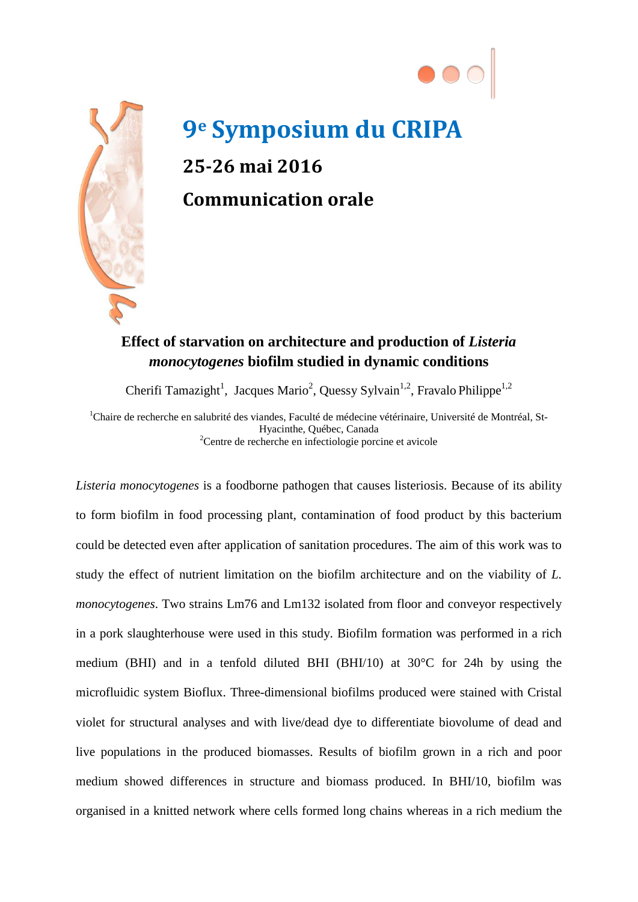# 9e Symposium du CRIPA

## 25-26 mai 2016

## Communication orale

**Effect of starvation on architecture and production of *Listeria monocytogenes* biofilm studied in dynamic conditions**

Cherifi Tamazight[1], Jacques Mario[2], Quessy Sylvain[1,2], Fravalo Philippe[1,2]

[1]Chaire de recherche en salubrité des viandes, Faculté de médecine vétérinaire, Université de Montréal, St-Hyacinthe, Québec, Canada
[2]Centre de recherche en infectiologie porcine et avicole

*Listeria monocytogenes* is a foodborne pathogen that causes listeriosis. Because of its ability to form biofilm in food processing plant, contamination of food product by this bacterium could be detected even after application of sanitation procedures. The aim of this work was to study the effect of nutrient limitation on the biofilm architecture and on the viability of *L. monocytogenes*. Two strains Lm76 and Lm132 isolated from floor and conveyor respectively in a pork slaughterhouse were used in this study. Biofilm formation was performed in a rich medium (BHI) and in a tenfold diluted BHI (BHI/10) at 30°C for 24h by using the microfluidic system Bioflux. Three-dimensional biofilms produced were stained with Cristal violet for structural analyses and with live/dead dye to differentiate biovolume of dead and live populations in the produced biomasses. Results of biofilm grown in a rich and poor medium showed differences in structure and biomass produced. In BHI/10, biofilm was organised in a knitted network where cells formed long chains whereas in a rich medium the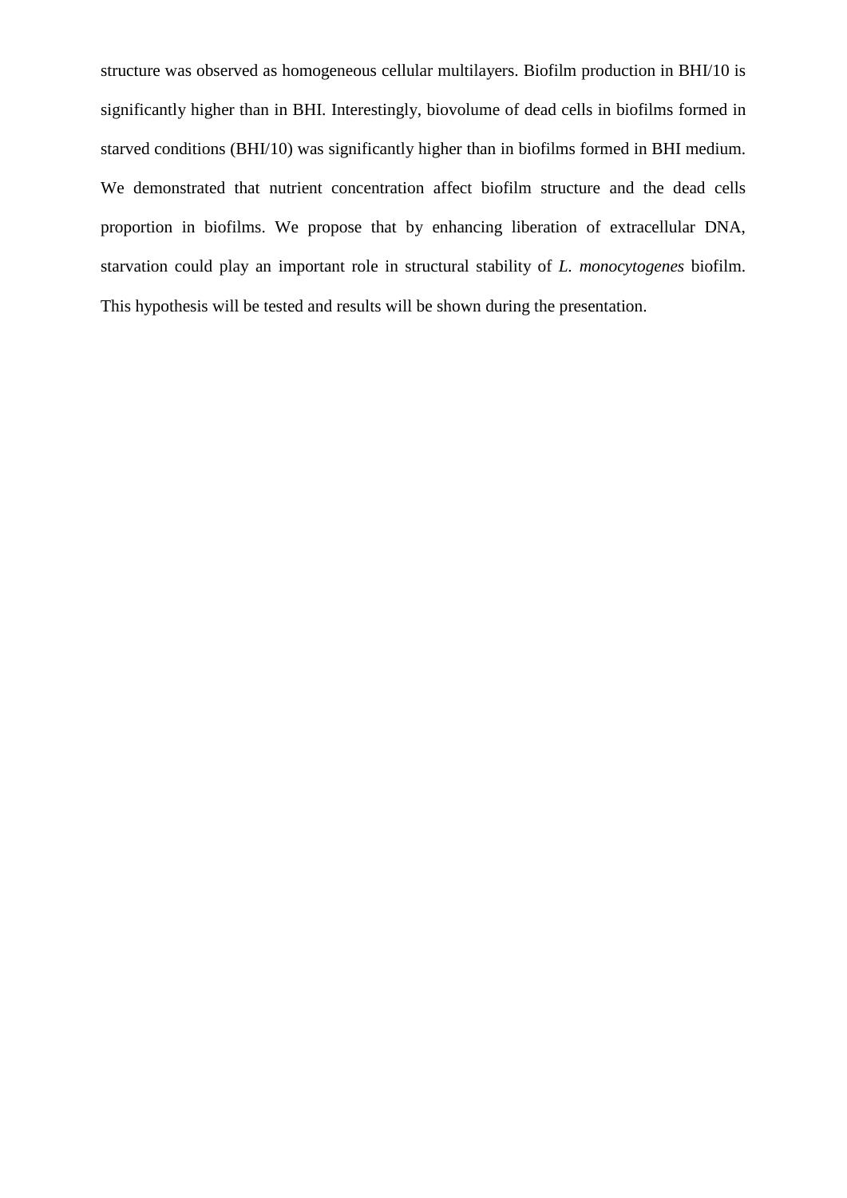structure was observed as homogeneous cellular multilayers. Biofilm production in BHI/10 is significantly higher than in BHI. Interestingly, biovolume of dead cells in biofilms formed in starved conditions (BHI/10) was significantly higher than in biofilms formed in BHI medium. We demonstrated that nutrient concentration affect biofilm structure and the dead cells proportion in biofilms. We propose that by enhancing liberation of extracellular DNA, starvation could play an important role in structural stability of *L. monocytogenes* biofilm. This hypothesis will be tested and results will be shown during the presentation.